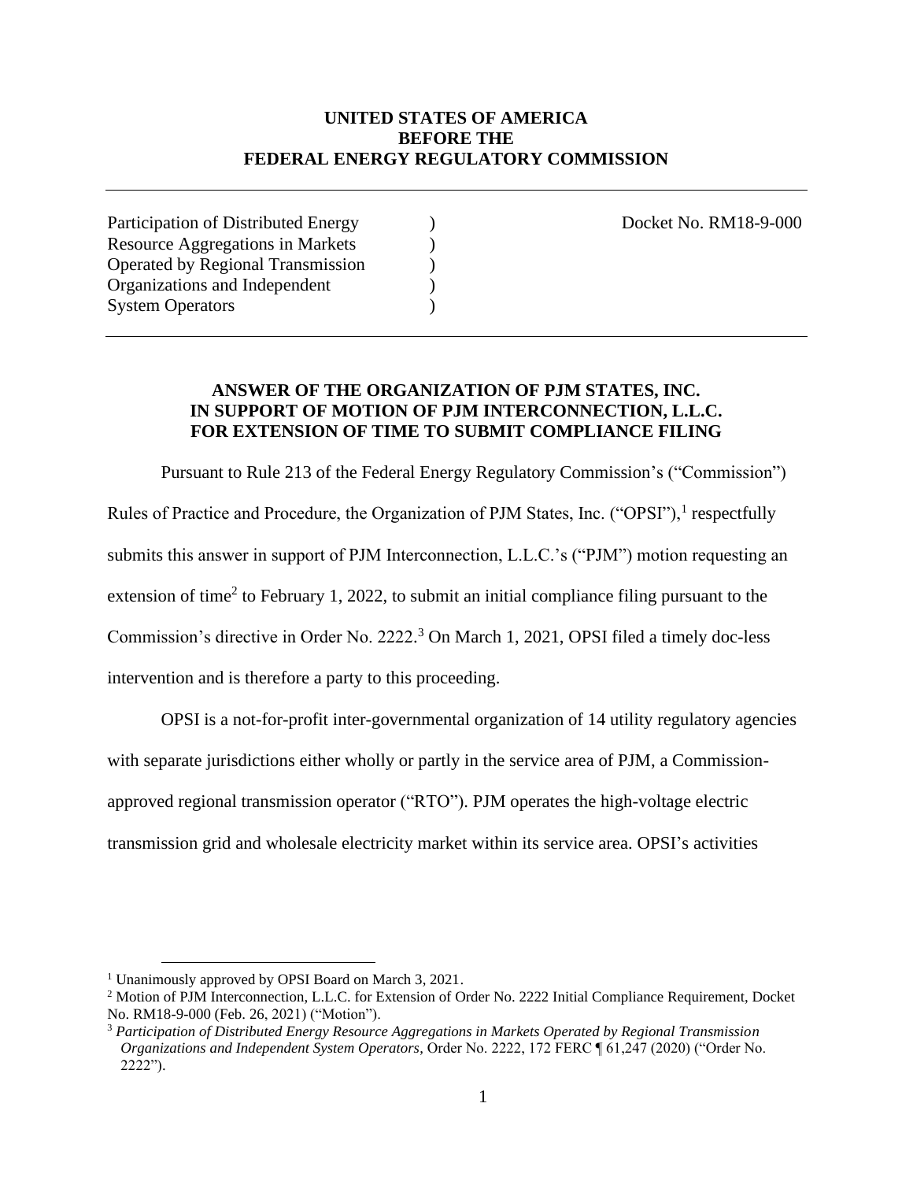**UNITED STATES OF AMERICA**
**BEFORE THE**
**FEDERAL ENERGY REGULATORY COMMISSION**

---

| | | |
|---|---|---|
| Participation of Distributed Energy | ) | Docket No. RM18-9-000 |
| Resource Aggregations in Markets | ) | |
| Operated by Regional Transmission | ) | |
| Organizations and Independent | ) | |
| System Operators | ) | |

---

**ANSWER OF THE ORGANIZATION OF PJM STATES, INC.**
**IN SUPPORT OF MOTION OF PJM INTERCONNECTION, L.L.C.**
**FOR EXTENSION OF TIME TO SUBMIT COMPLIANCE FILING**

Pursuant to Rule 213 of the Federal Energy Regulatory Commission's ("Commission") Rules of Practice and Procedure, the Organization of PJM States, Inc. ("OPSI"),[1] respectfully submits this answer in support of PJM Interconnection, L.L.C.'s ("PJM") motion requesting an extension of time[2] to February 1, 2022, to submit an initial compliance filing pursuant to the Commission's directive in Order No. 2222.[3] On March 1, 2021, OPSI filed a timely doc-less intervention and is therefore a party to this proceeding.

OPSI is a not-for-profit inter-governmental organization of 14 utility regulatory agencies with separate jurisdictions either wholly or partly in the service area of PJM, a Commission-approved regional transmission operator ("RTO"). PJM operates the high-voltage electric transmission grid and wholesale electricity market within its service area. OPSI's activities

---

[1] Unanimously approved by OPSI Board on March 3, 2021.

[2] Motion of PJM Interconnection, L.L.C. for Extension of Order No. 2222 Initial Compliance Requirement, Docket No. RM18-9-000 (Feb. 26, 2021) ("Motion").

[3] *Participation of Distributed Energy Resource Aggregations in Markets Operated by Regional Transmission Organizations and Independent System Operators*, Order No. 2222, 172 FERC ¶ 61,247 (2020) ("Order No. 2222").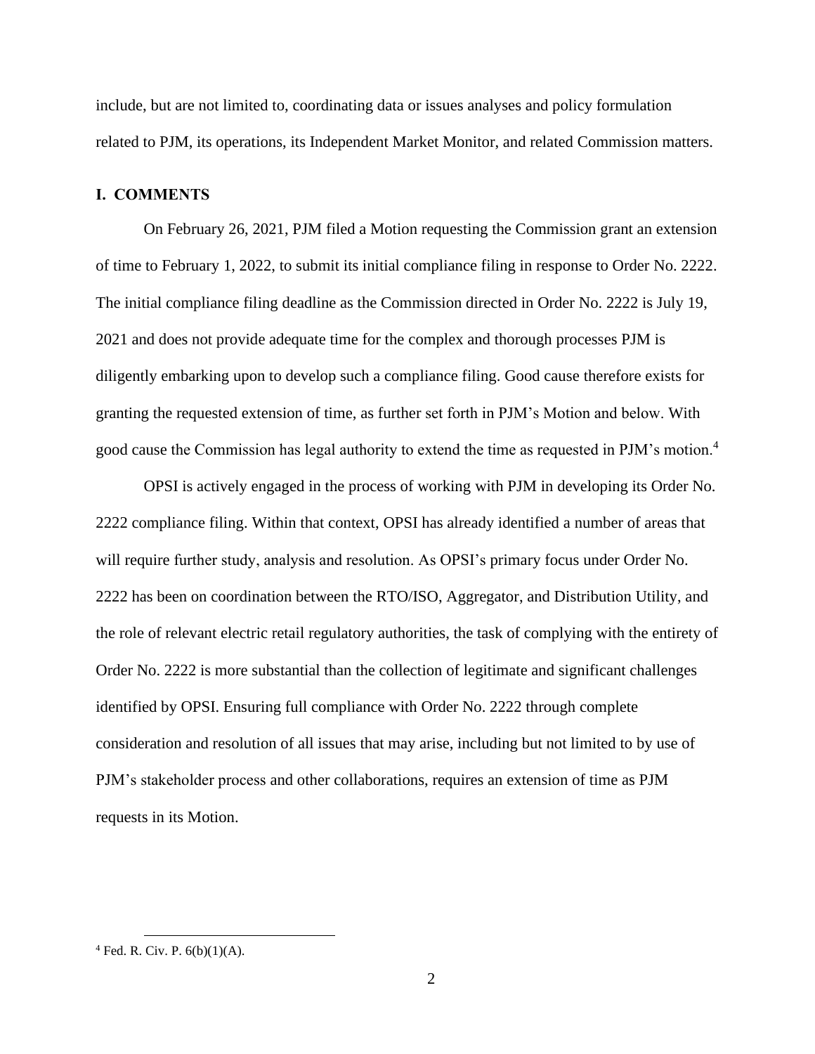include, but are not limited to, coordinating data or issues analyses and policy formulation related to PJM, its operations, its Independent Market Monitor, and related Commission matters.

## I. COMMENTS

On February 26, 2021, PJM filed a Motion requesting the Commission grant an extension of time to February 1, 2022, to submit its initial compliance filing in response to Order No. 2222. The initial compliance filing deadline as the Commission directed in Order No. 2222 is July 19, 2021 and does not provide adequate time for the complex and thorough processes PJM is diligently embarking upon to develop such a compliance filing. Good cause therefore exists for granting the requested extension of time, as further set forth in PJM's Motion and below. With good cause the Commission has legal authority to extend the time as requested in PJM's motion.[4]

OPSI is actively engaged in the process of working with PJM in developing its Order No. 2222 compliance filing. Within that context, OPSI has already identified a number of areas that will require further study, analysis and resolution. As OPSI's primary focus under Order No. 2222 has been on coordination between the RTO/ISO, Aggregator, and Distribution Utility, and the role of relevant electric retail regulatory authorities, the task of complying with the entirety of Order No. 2222 is more substantial than the collection of legitimate and significant challenges identified by OPSI. Ensuring full compliance with Order No. 2222 through complete consideration and resolution of all issues that may arise, including but not limited to by use of PJM's stakeholder process and other collaborations, requires an extension of time as PJM requests in its Motion.

[4] Fed. R. Civ. P. 6(b)(1)(A).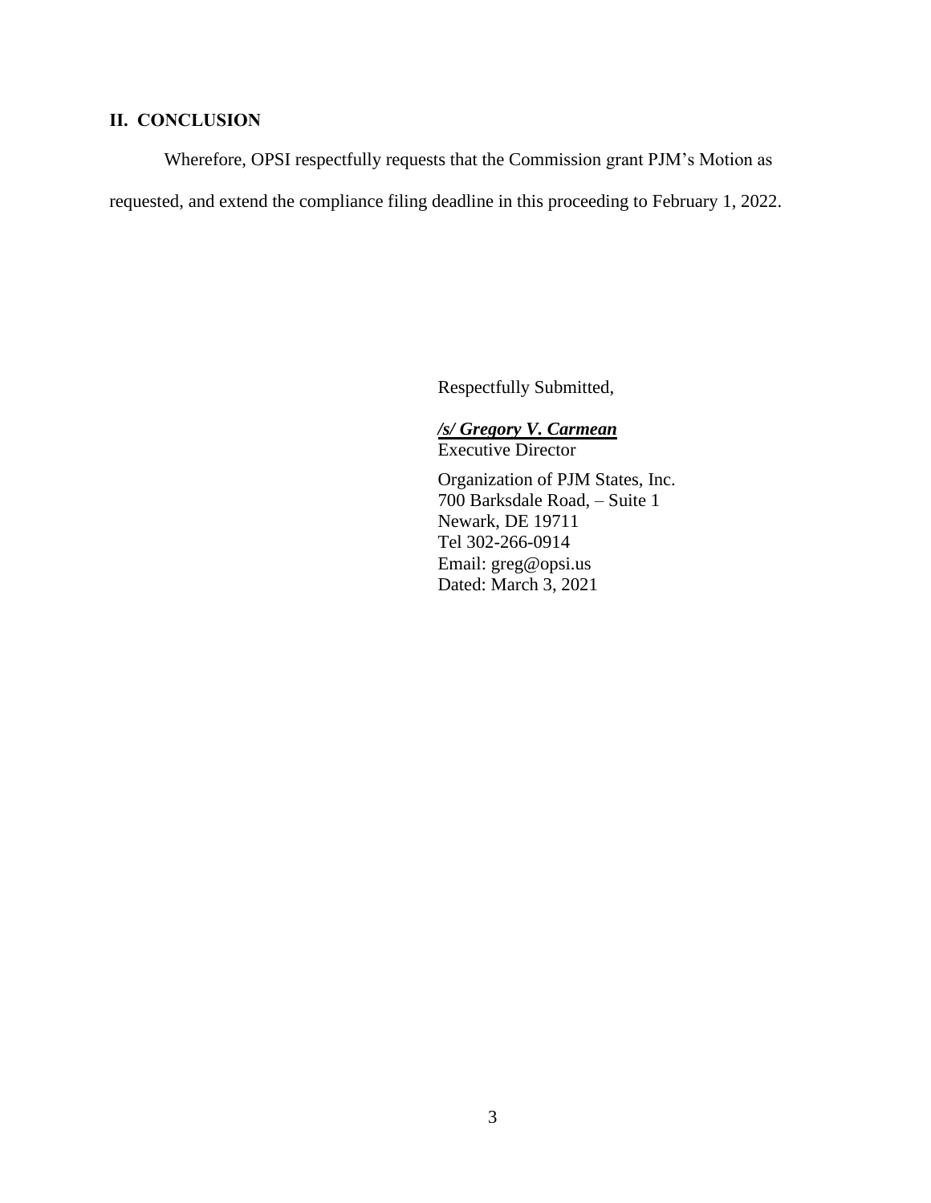## II. CONCLUSION

Wherefore, OPSI respectfully requests that the Commission grant PJM's Motion as requested, and extend the compliance filing deadline in this proceeding to February 1, 2022.

Respectfully Submitted,

***/s/ Gregory V. Carmean***
Executive Director

Organization of PJM States, Inc.
700 Barksdale Road, – Suite 1
Newark, DE 19711
Tel 302-266-0914
Email: greg@opsi.us
Dated: March 3, 2021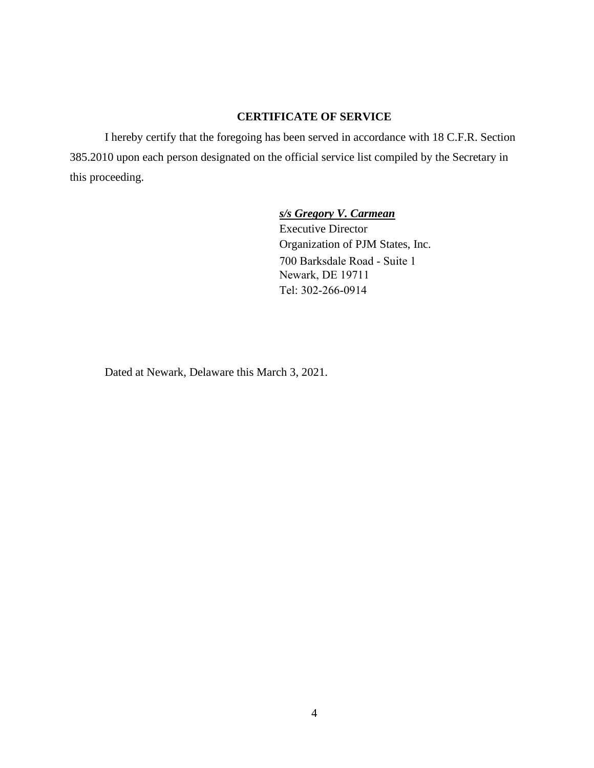## CERTIFICATE OF SERVICE

I hereby certify that the foregoing has been served in accordance with 18 C.F.R. Section 385.2010 upon each person designated on the official service list compiled by the Secretary in this proceeding.

***s/s Gregory V. Carmean***
Executive Director
Organization of PJM States, Inc.
700 Barksdale Road - Suite 1
Newark, DE 19711
Tel: 302-266-0914

Dated at Newark, Delaware this March 3, 2021.